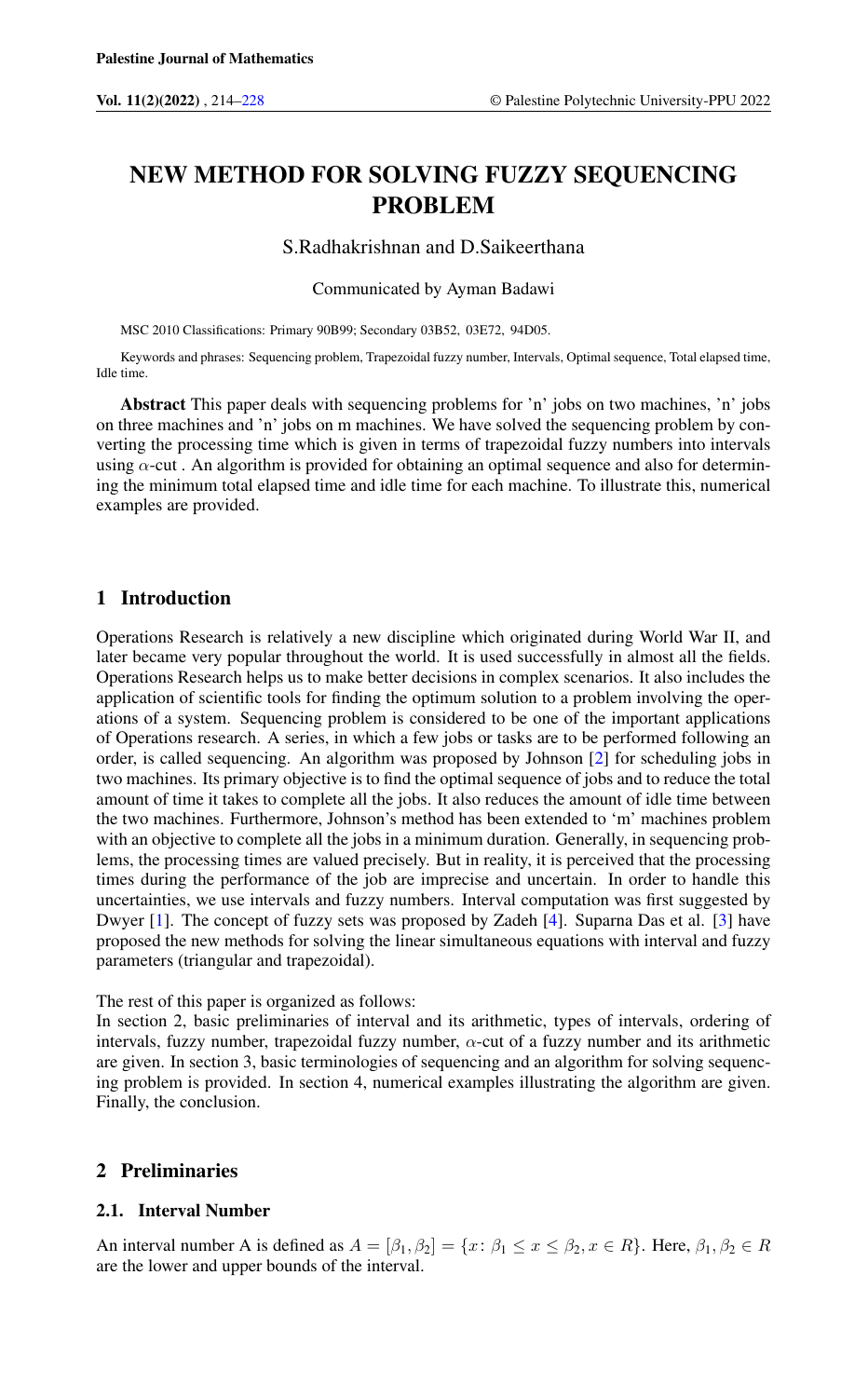# NEW METHOD FOR SOLVING FUZZY SEQUENCING PROBLEM

S.Radhakrishnan and D.Saikeerthana

Communicated by Ayman Badawi

MSC 2010 Classifications: Primary 90B99; Secondary 03B52, 03E72, 94D05.

Keywords and phrases: Sequencing problem, Trapezoidal fuzzy number, Intervals, Optimal sequence, Total elapsed time, Idle time.

**Abstract** This paper deals with sequencing problems for 'n' jobs on two machines, 'n' jobs on three machines and 'n' jobs on m machines. We have solved the sequencing problem by converting the processing time which is given in terms of trapezoidal fuzzy numbers into intervals using $\alpha$-cut . An algorithm is provided for obtaining an optimal sequence and also for determining the minimum total elapsed time and idle time for each machine. To illustrate this, numerical examples are provided.

## 1 Introduction

Operations Research is relatively a new discipline which originated during World War II, and later became very popular throughout the world. It is used successfully in almost all the fields. Operations Research helps us to make better decisions in complex scenarios. It also includes the application of scientific tools for finding the optimum solution to a problem involving the operations of a system. Sequencing problem is considered to be one of the important applications of Operations research. A series, in which a few jobs or tasks are to be performed following an order, is called sequencing. An algorithm was proposed by Johnson [2] for scheduling jobs in two machines. Its primary objective is to find the optimal sequence of jobs and to reduce the total amount of time it takes to complete all the jobs. It also reduces the amount of idle time between the two machines. Furthermore, Johnson's method has been extended to 'm' machines problem with an objective to complete all the jobs in a minimum duration. Generally, in sequencing problems, the processing times are valued precisely. But in reality, it is perceived that the processing times during the performance of the job are imprecise and uncertain. In order to handle this uncertainties, we use intervals and fuzzy numbers. Interval computation was first suggested by Dwyer [1]. The concept of fuzzy sets was proposed by Zadeh [4]. Suparna Das et al. [3] have proposed the new methods for solving the linear simultaneous equations with interval and fuzzy parameters (triangular and trapezoidal).

The rest of this paper is organized as follows:
In section 2, basic preliminaries of interval and its arithmetic, types of intervals, ordering of intervals, fuzzy number, trapezoidal fuzzy number, $\alpha$-cut of a fuzzy number and its arithmetic are given. In section 3, basic terminologies of sequencing and an algorithm for solving sequencing problem is provided. In section 4, numerical examples illustrating the algorithm are given. Finally, the conclusion.

## 2 Preliminaries

### 2.1. Interval Number

An interval number A is defined as $A = [\beta_1, \beta_2] = \{x \colon \beta_1 \leq x \leq \beta_2, x \in R\}$. Here, $\beta_1, \beta_2 \in R$ are the lower and upper bounds of the interval.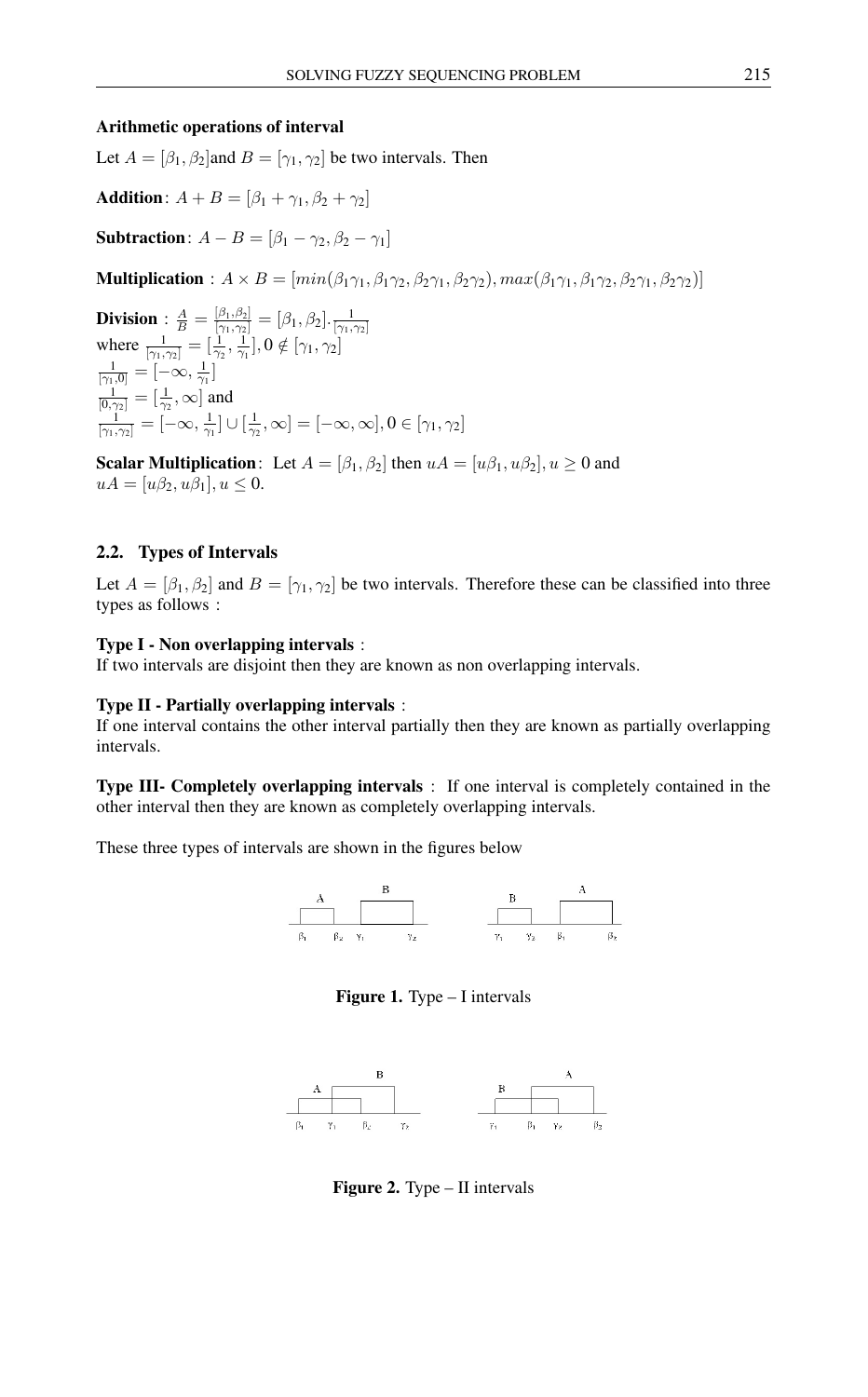**Arithmetic operations of interval**

Let $A = [\beta_1, \beta_2]$and $B = [\gamma_1, \gamma_2]$ be two intervals. Then

**Addition**: $A + B = [\beta_1 + \gamma_1, \beta_2 + \gamma_2]$

**Subtraction**: $A - B = [\beta_1 - \gamma_2, \beta_2 - \gamma_1]$

**Multiplication** : $A \times B = [min(\beta_1\gamma_1, \beta_1\gamma_2, \beta_2\gamma_1, \beta_2\gamma_2), max(\beta_1\gamma_1, \beta_1\gamma_2, \beta_2\gamma_1, \beta_2\gamma_2)]$

**Division** : $\frac{A}{B} = \frac{[\beta_1, \beta_2]}{[\gamma_1, \gamma_2]} = [\beta_1, \beta_2].\frac{1}{[\gamma_1, \gamma_2]}$
where $\frac{1}{[\gamma_1, \gamma_2]} = [\frac{1}{\gamma_2}, \frac{1}{\gamma_1}], 0 \notin [\gamma_1, \gamma_2]$
$\frac{1}{[\gamma_1, 0]} = [-\infty, \frac{1}{\gamma_1}]$
$\frac{1}{[0, \gamma_2]} = [\frac{1}{\gamma_2}, \infty]$ and
$\frac{1}{[\gamma_1, \gamma_2]} = [-\infty, \frac{1}{\gamma_1}] \cup [\frac{1}{\gamma_2}, \infty] = [-\infty, \infty], 0 \in [\gamma_1, \gamma_2]$

**Scalar Multiplication**: Let $A = [\beta_1, \beta_2]$ then $uA = [u\beta_1, u\beta_2], u \geq 0$ and $uA = [u\beta_2, u\beta_1], u \leq 0$.

## 2.2. Types of Intervals

Let $A = [\beta_1, \beta_2]$ and $B = [\gamma_1, \gamma_2]$ be two intervals. Therefore these can be classified into three types as follows :

**Type I - Non overlapping intervals** :
If two intervals are disjoint then they are known as non overlapping intervals.

**Type II - Partially overlapping intervals** :
If one interval contains the other interval partially then they are known as partially overlapping intervals.

**Type III- Completely overlapping intervals** : If one interval is completely contained in the other interval then they are known as completely overlapping intervals.

These three types of intervals are shown in the figures below

**Figure 1.** Type – I intervals

**Figure 2.** Type – II intervals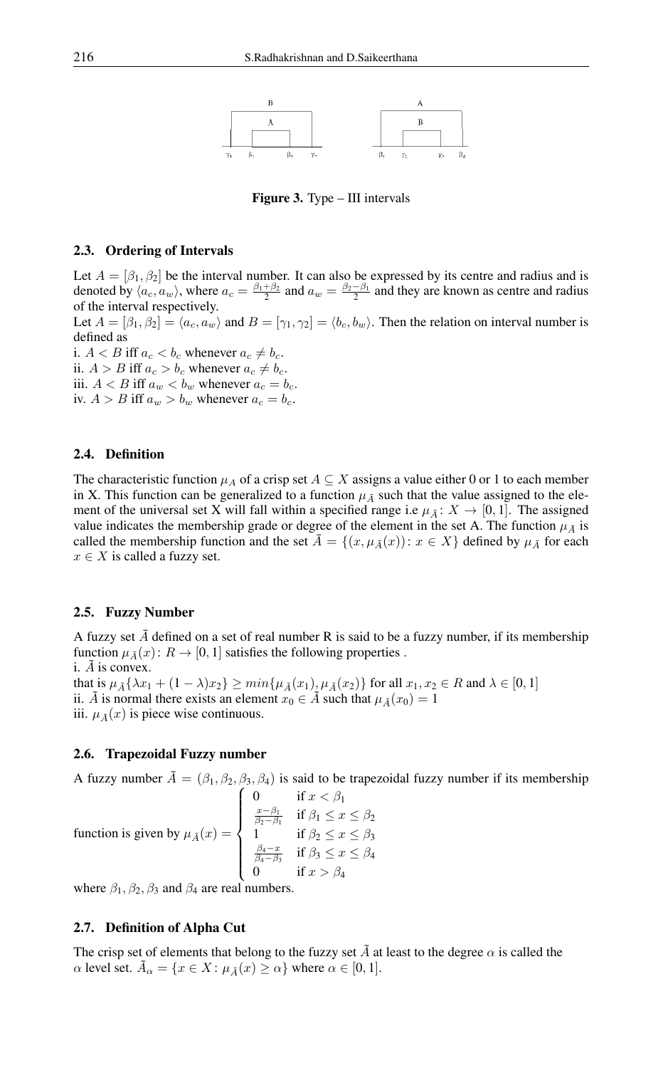**Figure 3.** Type – III intervals

### 2.3. Ordering of Intervals

Let $A = [\beta_1, \beta_2]$ be the interval number. It can also be expressed by its centre and radius and is denoted by $\langle a_c, a_w \rangle$, where $a_c = \frac{\beta_1+\beta_2}{2}$ and $a_w = \frac{\beta_2-\beta_1}{2}$ and they are known as centre and radius of the interval respectively.

Let $A = [\beta_1, \beta_2] = \langle a_c, a_w \rangle$ and $B = [\gamma_1, \gamma_2] = \langle b_c, b_w \rangle$. Then the relation on interval number is defined as

i. $A < B$ iff $a_c < b_c$ whenever $a_c \neq b_c$.
ii. $A > B$ iff $a_c > b_c$ whenever $a_c \neq b_c$.
iii. $A < B$ iff $a_w < b_w$ whenever $a_c = b_c$.
iv. $A > B$ iff $a_w > b_w$ whenever $a_c = b_c$.

### 2.4. Definition

The characteristic function $\mu_A$ of a crisp set $A \subseteq X$ assigns a value either 0 or 1 to each member in X. This function can be generalized to a function $\mu_{\bar{A}}$ such that the value assigned to the element of the universal set X will fall within a specified range i.e $\mu_{\bar{A}} \colon X \to [0, 1]$. The assigned value indicates the membership grade or degree of the element in the set A. The function $\mu_{\bar{A}}$ is called the membership function and the set $\bar{A} = \{(x, \mu_{\bar{A}}(x)) \colon x \in X\}$ defined by $\mu_{\bar{A}}$ for each $x \in X$ is called a fuzzy set.

### 2.5. Fuzzy Number

A fuzzy set $\tilde{A}$ defined on a set of real number R is said to be a fuzzy number, if its membership function $\mu_{\tilde{A}}(x) \colon R \to [0, 1]$ satisfies the following properties .

i. $\tilde{A}$ is convex.
that is $\mu_{\tilde{A}}\{\lambda x_1 + (1-\lambda)x_2\} \geq min\{\mu_{\tilde{A}}(x_1), \mu_{\tilde{A}}(x_2)\}$ for all $x_1, x_2 \in R$ and $\lambda \in [0, 1]$
ii. $\tilde{A}$ is normal there exists an element $x_0 \in \tilde{A}$ such that $\mu_{\tilde{A}}(x_0) = 1$
iii. $\mu_{\tilde{A}}(x)$ is piece wise continuous.

### 2.6. Trapezoidal Fuzzy number

A fuzzy number $\tilde{A} = (\beta_1, \beta_2, \beta_3, \beta_4)$ is said to be trapezoidal fuzzy number if its membership function is given by

$$\mu_{\tilde{A}}(x) = \begin{cases} 0 & \text{if } x < \beta_1 \\ \frac{x-\beta_1}{\beta_2-\beta_1} & \text{if } \beta_1 \leq x \leq \beta_2 \\ 1 & \text{if } \beta_2 \leq x \leq \beta_3 \\ \frac{\beta_4-x}{\beta_4-\beta_3} & \text{if } \beta_3 \leq x \leq \beta_4 \\ 0 & \text{if } x > \beta_4 \end{cases}$$

where $\beta_1, \beta_2, \beta_3$ and $\beta_4$ are real numbers.

### 2.7. Definition of Alpha Cut

The crisp set of elements that belong to the fuzzy set $\tilde{A}$ at least to the degree $\alpha$ is called the $\alpha$ level set. $\tilde{A}_\alpha = \{x \in X \colon \mu_{\tilde{A}}(x) \geq \alpha\}$ where $\alpha \in [0, 1]$.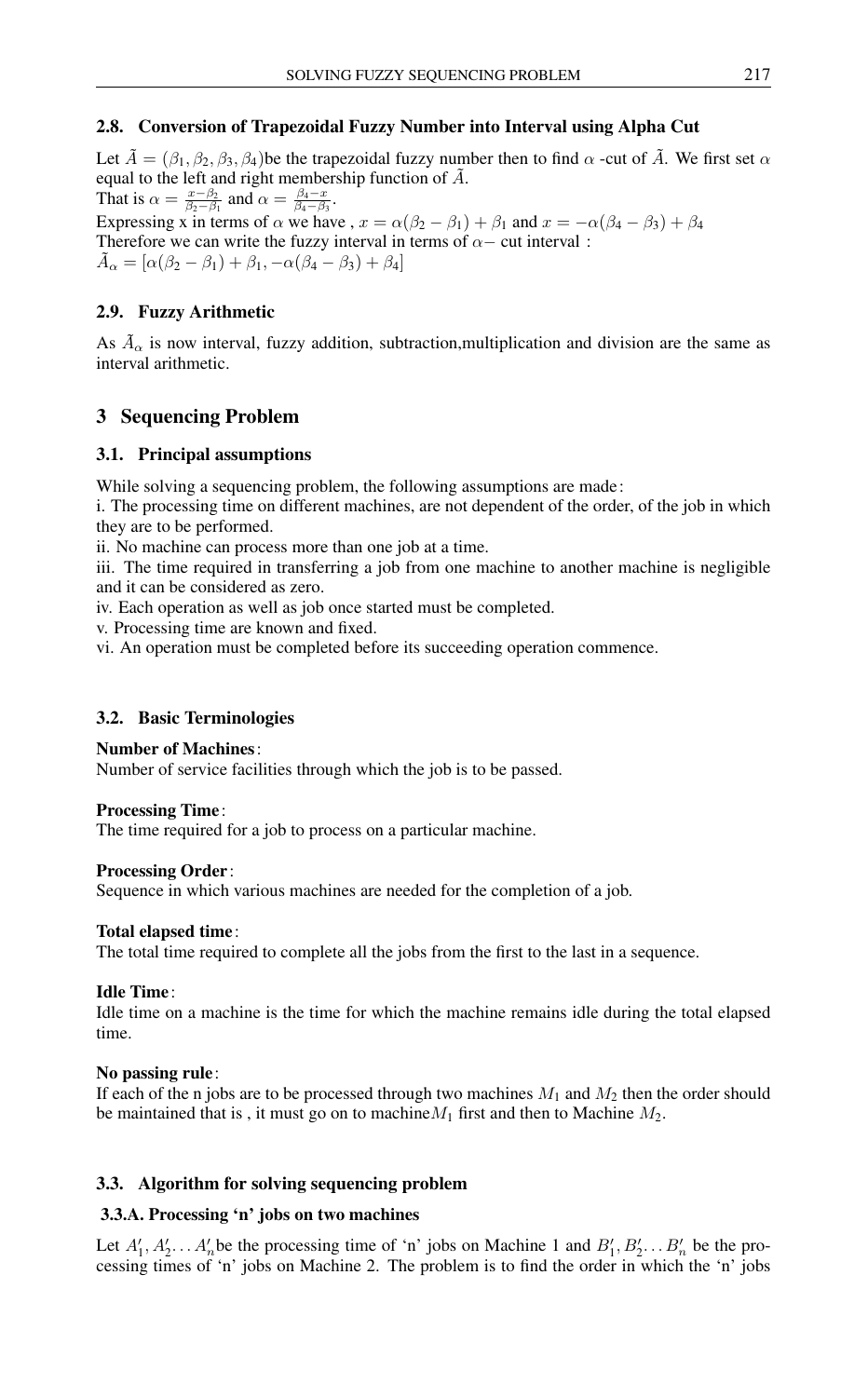### 2.8. Conversion of Trapezoidal Fuzzy Number into Interval using Alpha Cut

Let $\tilde{A} = (\beta_1, \beta_2, \beta_3, \beta_4)$be the trapezoidal fuzzy number then to find $\alpha$ -cut of $\tilde{A}$. We first set $\alpha$ equal to the left and right membership function of $\tilde{A}$.
That is $\alpha = \frac{x-\beta_2}{\beta_2-\beta_1}$ and $\alpha = \frac{\beta_4-x}{\beta_4-\beta_3}$.
Expressing x in terms of $\alpha$ we have , $x = \alpha(\beta_2 - \beta_1) + \beta_1$ and $x = -\alpha(\beta_4 - \beta_3) + \beta_4$
Therefore we can write the fuzzy interval in terms of $\alpha-$ cut interval :
$\tilde{A}_\alpha = [\alpha(\beta_2 - \beta_1) + \beta_1, -\alpha(\beta_4 - \beta_3) + \beta_4]$

### 2.9. Fuzzy Arithmetic

As $\tilde{A}_\alpha$ is now interval, fuzzy addition, subtraction,multiplication and division are the same as interval arithmetic.

## 3 Sequencing Problem

### 3.1. Principal assumptions

While solving a sequencing problem, the following assumptions are made :
i. The processing time on different machines, are not dependent of the order, of the job in which they are to be performed.
ii. No machine can process more than one job at a time.
iii. The time required in transferring a job from one machine to another machine is negligible and it can be considered as zero.
iv. Each operation as well as job once started must be completed.
v. Processing time are known and fixed.
vi. An operation must be completed before its succeeding operation commence.

### 3.2. Basic Terminologies

**Number of Machines**:
Number of service facilities through which the job is to be passed.

**Processing Time**:
The time required for a job to process on a particular machine.

**Processing Order**:
Sequence in which various machines are needed for the completion of a job.

**Total elapsed time**:
The total time required to complete all the jobs from the first to the last in a sequence.

**Idle Time**:
Idle time on a machine is the time for which the machine remains idle during the total elapsed time.

**No passing rule**:
If each of the n jobs are to be processed through two machines $M_1$ and $M_2$ then the order should be maintained that is , it must go on to machine$M_1$ first and then to Machine $M_2$.

### 3.3. Algorithm for solving sequencing problem

#### 3.3.A. Processing 'n' jobs on two machines

Let $A'_1, A'_2 \ldots A'_n$be the processing time of 'n' jobs on Machine 1 and $B'_1, B'_2 \ldots B'_n$ be the processing times of 'n' jobs on Machine 2. The problem is to find the order in which the 'n' jobs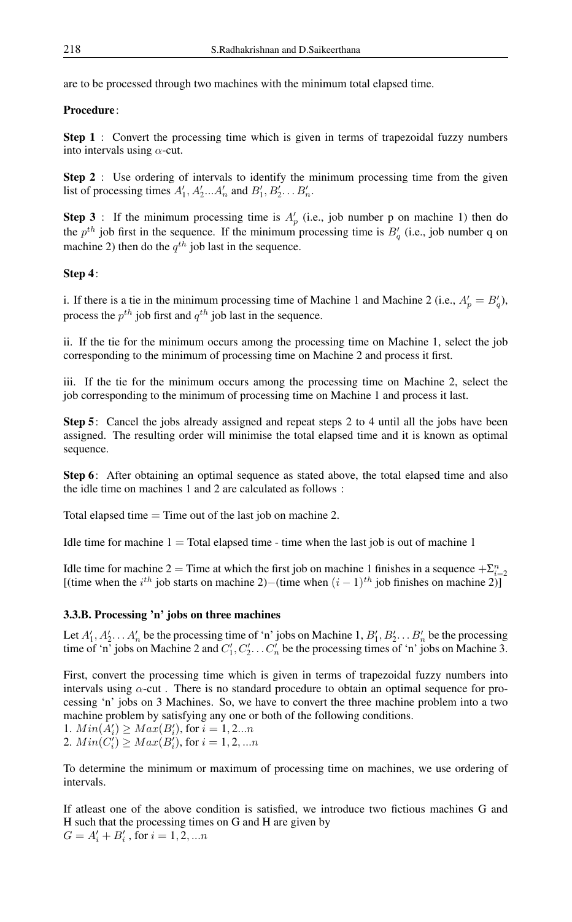are to be processed through two machines with the minimum total elapsed time.

**Procedure**:

**Step 1** : Convert the processing time which is given in terms of trapezoidal fuzzy numbers into intervals using $\alpha$-cut.

**Step 2** : Use ordering of intervals to identify the minimum processing time from the given list of processing times $A'_1, A'_2 ... A'_n$ and $B'_1, B'_2 \ldots B'_n$.

**Step 3** : If the minimum processing time is $A'_p$ (i.e., job number p on machine 1) then do the $p^{th}$ job first in the sequence. If the minimum processing time is $B'_q$ (i.e., job number q on machine 2) then do the $q^{th}$ job last in the sequence.

**Step 4**:

i. If there is a tie in the minimum processing time of Machine 1 and Machine 2 (i.e., $A'_p = B'_q$), process the $p^{th}$ job first and $q^{th}$ job last in the sequence.

ii. If the tie for the minimum occurs among the processing time on Machine 1, select the job corresponding to the minimum of processing time on Machine 2 and process it first.

iii. If the tie for the minimum occurs among the processing time on Machine 2, select the job corresponding to the minimum of processing time on Machine 1 and process it last.

**Step 5**: Cancel the jobs already assigned and repeat steps 2 to 4 until all the jobs have been assigned. The resulting order will minimise the total elapsed time and it is known as optimal sequence.

**Step 6**: After obtaining an optimal sequence as stated above, the total elapsed time and also the idle time on machines 1 and 2 are calculated as follows :

Total elapsed time = Time out of the last job on machine 2.

Idle time for machine 1 = Total elapsed time - time when the last job is out of machine 1

Idle time for machine 2 = Time at which the first job on machine 1 finishes in a sequence $+\Sigma_{i=2}^{n}$ [(time when the $i^{th}$ job starts on machine 2)$-$(time when $(i-1)^{th}$ job finishes on machine 2)]

### 3.3.B. Processing 'n' jobs on three machines

Let $A'_1, A'_2 \ldots A'_n$ be the processing time of 'n' jobs on Machine 1, $B'_1, B'_2 \ldots B'_n$ be the processing time of 'n' jobs on Machine 2 and $C'_1, C'_2 \ldots C'_n$ be the processing times of 'n' jobs on Machine 3.

First, convert the processing time which is given in terms of trapezoidal fuzzy numbers into intervals using $\alpha$-cut . There is no standard procedure to obtain an optimal sequence for processing 'n' jobs on 3 Machines. So, we have to convert the three machine problem into a two machine problem by satisfying any one or both of the following conditions.

1. $Min(A'_i) \geq Max(B'_i)$, for $i = 1, 2...n$
2. $Min(C'_i) \geq Max(B'_i)$, for $i = 1, 2, ...n$

To determine the minimum or maximum of processing time on machines, we use ordering of intervals.

If atleast one of the above condition is satisfied, we introduce two fictious machines G and H such that the processing times on G and H are given by

$G = A'_i + B'_i$ , for $i = 1, 2, ...n$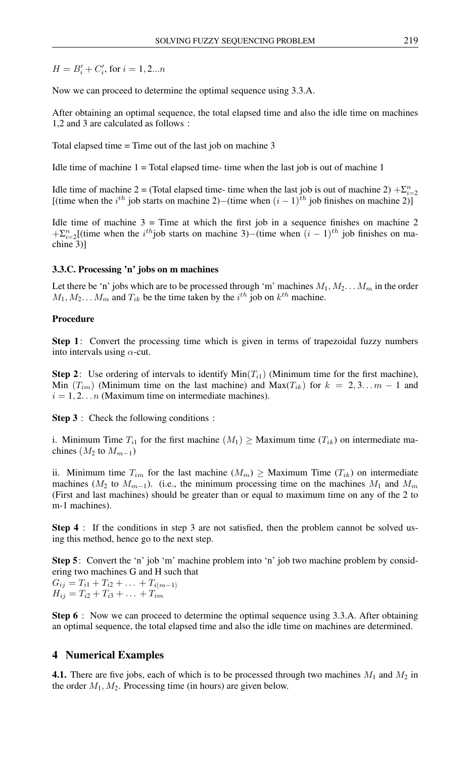$H = B'_i + C'_i$, for $i = 1, 2...n$

Now we can proceed to determine the optimal sequence using 3.3.A.

After obtaining an optimal sequence, the total elapsed time and also the idle time on machines 1,2 and 3 are calculated as follows :

Total elapsed time = Time out of the last job on machine 3

Idle time of machine 1 = Total elapsed time- time when the last job is out of machine 1

Idle time of machine 2 = (Total elapsed time- time when the last job is out of machine 2) $+\Sigma_{i=2}^{n}$ [(time when the $i^{th}$ job starts on machine 2)−(time when $(i-1)^{th}$ job finishes on machine 2)]

Idle time of machine 3 = Time at which the first job in a sequence finishes on machine 2 $+\Sigma_{i=2}^{n}$[(time when the $i^{th}$job starts on machine 3)−(time when $(i-1)^{th}$ job finishes on machine 3)]

### 3.3.C. Processing 'n' jobs on m machines

Let there be 'n' jobs which are to be processed through 'm' machines $M_1, M_2 \ldots M_m$ in the order $M_1, M_2 \ldots M_m$ and $T_{ik}$ be the time taken by the $i^{th}$ job on $k^{th}$ machine.

**Procedure**

**Step 1**: Convert the processing time which is given in terms of trapezoidal fuzzy numbers into intervals using $\alpha$-cut.

**Step 2**: Use ordering of intervals to identify Min($T_{i1}$) (Minimum time for the first machine), Min ($T_{im}$) (Minimum time on the last machine) and Max($T_{ik}$) for $k = 2, 3 \ldots m-1$ and $i = 1, 2 \ldots n$ (Maximum time on intermediate machines).

**Step 3** : Check the following conditions :

i. Minimum Time $T_{i1}$ for the first machine ($M_1$) $\geq$ Maximum time ($T_{ik}$) on intermediate machines ($M_2$ to $M_{m-1}$)

ii. Minimum time $T_{im}$ for the last machine ($M_m$) $\geq$ Maximum Time ($T_{ik}$) on intermediate machines ($M_2$ to $M_{m-1}$). (i.e., the minimum processing time on the machines $M_1$ and $M_m$ (First and last machines) should be greater than or equal to maximum time on any of the 2 to m-1 machines).

**Step 4** : If the conditions in step 3 are not satisfied, then the problem cannot be solved using this method, hence go to the next step.

**Step 5**: Convert the 'n' job 'm' machine problem into 'n' job two machine problem by considering two machines G and H such that
$G_{ij} = T_{i1} + T_{i2} + \ldots + T_{i(m-1)}$
$H_{ij} = T_{i2} + T_{i3} + \ldots + T_{im}$

**Step 6** : Now we can proceed to determine the optimal sequence using 3.3.A. After obtaining an optimal sequence, the total elapsed time and also the idle time on machines are determined.

## 4 Numerical Examples

**4.1.** There are five jobs, each of which is to be processed through two machines $M_1$ and $M_2$ in the order $M_1, M_2$. Processing time (in hours) are given below.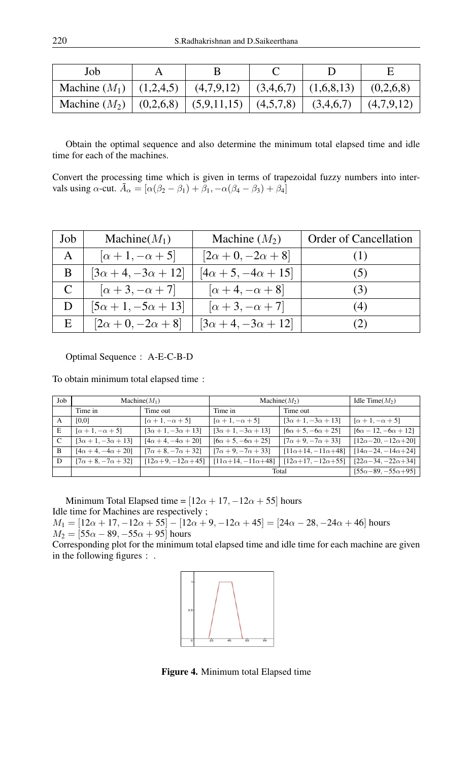| Job | A | B | C | D | E |
|---|---|---|---|---|---|
| Machine ($M_1$) | (1,2,4,5) | (4,7,9,12) | (3,4,6,7) | (1,6,8,13) | (0,2,6,8) |
| Machine ($M_2$) | (0,2,6,8) | (5,9,11,15) | (4,5,7,8) | (3,4,6,7) | (4,7,9,12) |

Obtain the optimal sequence and also determine the minimum total elapsed time and idle time for each of the machines.

Convert the processing time which is given in terms of trapezoidal fuzzy numbers into intervals using $\alpha$-cut. $\tilde{A}_\alpha = [\alpha(\beta_2 - \beta_1) + \beta_1, -\alpha(\beta_4 - \beta_3) + \beta_4]$

| Job | Machine($M_1$) | Machine ($M_2$) | Order of Cancellation |
|---|---|---|---|
| A | $[\alpha + 1, -\alpha + 5]$ | $[2\alpha + 0, -2\alpha + 8]$ | (1) |
| B | $[3\alpha + 4, -3\alpha + 12]$ | $[4\alpha + 5, -4\alpha + 15]$ | (5) |
| C | $[\alpha + 3, -\alpha + 7]$ | $[\alpha + 4, -\alpha + 8]$ | (3) |
| D | $[5\alpha + 1, -5\alpha + 13]$ | $[\alpha + 3, -\alpha + 7]$ | (4) |
| E | $[2\alpha + 0, -2\alpha + 8]$ | $[3\alpha + 4, -3\alpha + 12]$ | (2) |

Optimal Sequence : A-E-C-B-D

To obtain minimum total elapsed time :

| Job | Machine($M_1$) | | Machine($M_2$) | | Idle Time($M_2$) |
|---|---|---|---|---|---|
| | Time in | Time out | Time in | Time out | |
| A | [0,0] | $[\alpha + 1, -\alpha + 5]$ | $[\alpha + 1, -\alpha + 5]$ | $[3\alpha + 1, -3\alpha + 13]$ | $[\alpha + 1, -\alpha + 5]$ |
| E | $[\alpha + 1, -\alpha + 5]$ | $[3\alpha + 1, -3\alpha + 13]$ | $[3\alpha + 1, -3\alpha + 13]$ | $[6\alpha + 5, -6\alpha + 25]$ | $[6\alpha - 12, -6\alpha + 12]$ |
| C | $[3\alpha + 1, -3\alpha + 13]$ | $[4\alpha + 4, -4\alpha + 20]$ | $[6\alpha + 5, -6\alpha + 25]$ | $[7\alpha + 9, -7\alpha + 33]$ | $[12\alpha - 20, -12\alpha + 20]$ |
| B | $[4\alpha + 4, -4\alpha + 20]$ | $[7\alpha + 8, -7\alpha + 32]$ | $[7\alpha + 9, -7\alpha + 33]$ | $[11\alpha + 14, -11\alpha + 48]$ | $[14\alpha - 24, -14\alpha + 24]$ |
| D | $[7\alpha + 8, -7\alpha + 32]$ | $[12\alpha + 9, -12\alpha + 45]$ | $[11\alpha + 14, -11\alpha + 48]$ | $[12\alpha + 17, -12\alpha + 55]$ | $[22\alpha - 34, -22\alpha + 34]$ |
| | | | Total | | $[55\alpha - 89, -55\alpha + 95]$ |

Minimum Total Elapsed time = $[12\alpha + 17, -12\alpha + 55]$ hours

Idle time for Machines are respectively ;

$M_1 = [12\alpha + 17, -12\alpha + 55] - [12\alpha + 9, -12\alpha + 45] = [24\alpha - 28, -24\alpha + 46]$ hours

$M_2 = [55\alpha - 89, -55\alpha + 95]$ hours

Corresponding plot for the minimum total elapsed time and idle time for each machine are given in the following figures : .

**Figure 4.** Minimum total Elapsed time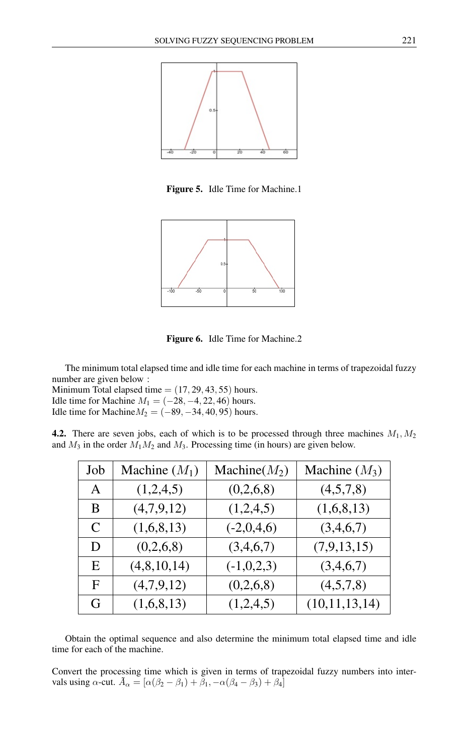**Figure 5.** Idle Time for Machine.1

**Figure 6.** Idle Time for Machine.2

The minimum total elapsed time and idle time for each machine in terms of trapezoidal fuzzy number are given below :
Minimum Total elapsed time $= (17, 29, 43, 55)$ hours.
Idle time for Machine $M_1 = (-28, -4, 22, 46)$ hours.
Idle time for Machine$M_2 = (-89, -34, 40, 95)$ hours.

**4.2.** There are seven jobs, each of which is to be processed through three machines $M_1, M_2$ and $M_3$ in the order $M_1 M_2$ and $M_3$. Processing time (in hours) are given below.

| Job | Machine ($M_1$) | Machine($M_2$) | Machine ($M_3$) |
|---|---|---|---|
| A | (1,2,4,5) | (0,2,6,8) | (4,5,7,8) |
| B | (4,7,9,12) | (1,2,4,5) | (1,6,8,13) |
| C | (1,6,8,13) | (-2,0,4,6) | (3,4,6,7) |
| D | (0,2,6,8) | (3,4,6,7) | (7,9,13,15) |
| E | (4,8,10,14) | (-1,0,2,3) | (3,4,6,7) |
| F | (4,7,9,12) | (0,2,6,8) | (4,5,7,8) |
| G | (1,6,8,13) | (1,2,4,5) | (10,11,13,14) |

Obtain the optimal sequence and also determine the minimum total elapsed time and idle time for each of the machine.

Convert the processing time which is given in terms of trapezoidal fuzzy numbers into intervals using $\alpha$-cut. $\tilde{A}_\alpha = [\alpha(\beta_2 - \beta_1) + \beta_1, -\alpha(\beta_4 - \beta_3) + \beta_4]$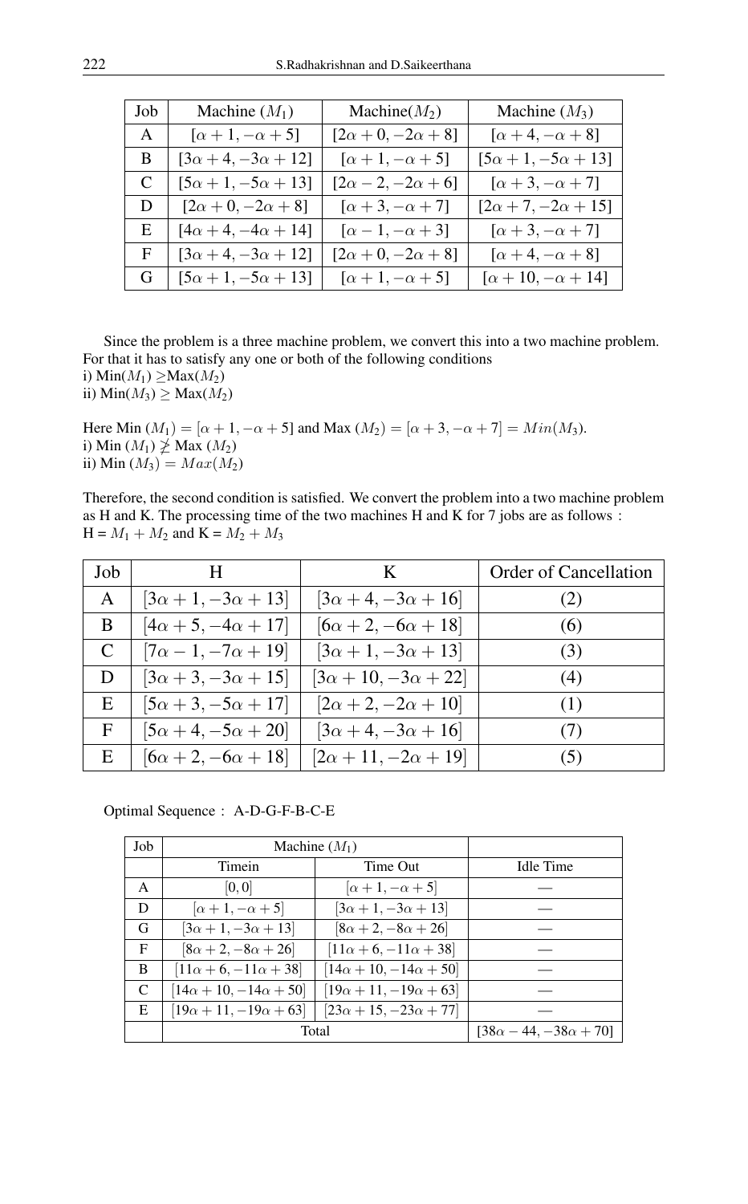| Job | Machine ($M_1$) | Machine($M_2$) | Machine ($M_3$) |
|---|---|---|---|
| A | $[\alpha+1, -\alpha+5]$ | $[2\alpha+0, -2\alpha+8]$ | $[\alpha+4, -\alpha+8]$ |
| B | $[3\alpha+4, -3\alpha+12]$ | $[\alpha+1, -\alpha+5]$ | $[5\alpha+1, -5\alpha+13]$ |
| C | $[5\alpha+1, -5\alpha+13]$ | $[2\alpha-2, -2\alpha+6]$ | $[\alpha+3, -\alpha+7]$ |
| D | $[2\alpha+0, -2\alpha+8]$ | $[\alpha+3, -\alpha+7]$ | $[2\alpha+7, -2\alpha+15]$ |
| E | $[4\alpha+4, -4\alpha+14]$ | $[\alpha-1, -\alpha+3]$ | $[\alpha+3, -\alpha+7]$ |
| F | $[3\alpha+4, -3\alpha+12]$ | $[2\alpha+0, -2\alpha+8]$ | $[\alpha+4, -\alpha+8]$ |
| G | $[5\alpha+1, -5\alpha+13]$ | $[\alpha+1, -\alpha+5]$ | $[\alpha+10, -\alpha+14]$ |

Since the problem is a three machine problem, we convert this into a two machine problem. For that it has to satisfy any one or both of the following conditions

i) Min($M_1$) $\geq$Max($M_2$)

ii) Min($M_3$) $\geq$ Max($M_2$)

Here Min ($M_1$) $= [\alpha+1, -\alpha+5]$ and Max ($M_2$) $= [\alpha+3, -\alpha+7] = Min(M_3)$.

i) Min ($M_1$) $\ngeq$ Max ($M_2$)

ii) Min ($M_3$) $= Max(M_2)$

Therefore, the second condition is satisfied. We convert the problem into a two machine problem as H and K. The processing time of the two machines H and K for 7 jobs are as follows :

H = $M_1 + M_2$ and K = $M_2 + M_3$

| Job | H | K | Order of Cancellation |
|---|---|---|---|
| A | $[3\alpha+1, -3\alpha+13]$ | $[3\alpha+4, -3\alpha+16]$ | (2) |
| B | $[4\alpha+5, -4\alpha+17]$ | $[6\alpha+2, -6\alpha+18]$ | (6) |
| C | $[7\alpha-1, -7\alpha+19]$ | $[3\alpha+1, -3\alpha+13]$ | (3) |
| D | $[3\alpha+3, -3\alpha+15]$ | $[3\alpha+10, -3\alpha+22]$ | (4) |
| E | $[5\alpha+3, -5\alpha+17]$ | $[2\alpha+2, -2\alpha+10]$ | (1) |
| F | $[5\alpha+4, -5\alpha+20]$ | $[3\alpha+4, -3\alpha+16]$ | (7) |
| E | $[6\alpha+2, -6\alpha+18]$ | $[2\alpha+11, -2\alpha+19]$ | (5) |

Optimal Sequence : A-D-G-F-B-C-E

| Job | Machine ($M_1$) | | |
|---|---|---|---|
| | Timein | Time Out | Idle Time |
| A | $[0, 0]$ | $[\alpha+1, -\alpha+5]$ | — |
| D | $[\alpha+1, -\alpha+5]$ | $[3\alpha+1, -3\alpha+13]$ | — |
| G | $[3\alpha+1, -3\alpha+13]$ | $[8\alpha+2, -8\alpha+26]$ | — |
| F | $[8\alpha+2, -8\alpha+26]$ | $[11\alpha+6, -11\alpha+38]$ | — |
| B | $[11\alpha+6, -11\alpha+38]$ | $[14\alpha+10, -14\alpha+50]$ | — |
| C | $[14\alpha+10, -14\alpha+50]$ | $[19\alpha+11, -19\alpha+63]$ | — |
| E | $[19\alpha+11, -19\alpha+63]$ | $[23\alpha+15, -23\alpha+77]$ | — |
| | Total | | $[38\alpha-44, -38\alpha+70]$ |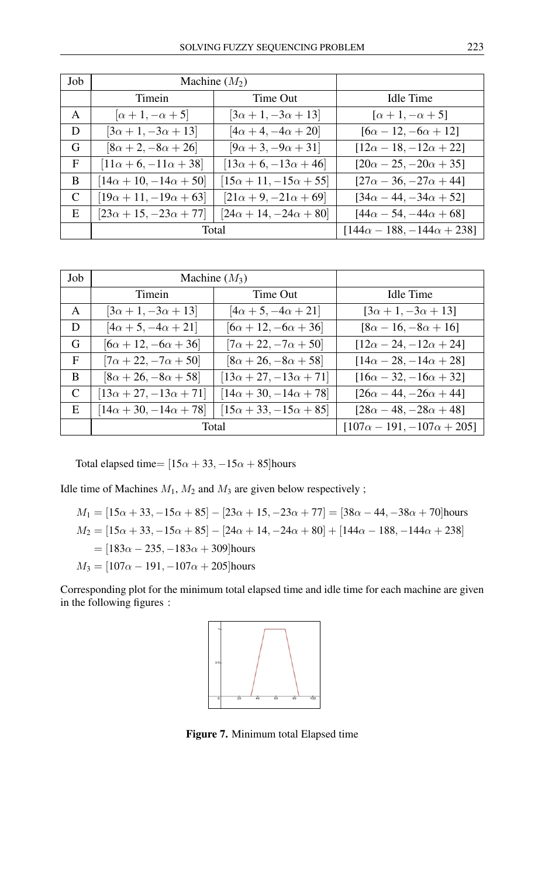| Job | Machine ($M_2$) | | |
|---|---|---|---|
| | Timein | Time Out | Idle Time |
| A | $[\alpha+1, -\alpha+5]$ | $[3\alpha+1, -3\alpha+13]$ | $[\alpha+1, -\alpha+5]$ |
| D | $[3\alpha+1, -3\alpha+13]$ | $[4\alpha+4, -4\alpha+20]$ | $[6\alpha-12, -6\alpha+12]$ |
| G | $[8\alpha+2, -8\alpha+26]$ | $[9\alpha+3, -9\alpha+31]$ | $[12\alpha-18, -12\alpha+22]$ |
| F | $[11\alpha+6, -11\alpha+38]$ | $[13\alpha+6, -13\alpha+46]$ | $[20\alpha-25, -20\alpha+35]$ |
| B | $[14\alpha+10, -14\alpha+50]$ | $[15\alpha+11, -15\alpha+55]$ | $[27\alpha-36, -27\alpha+44]$ |
| C | $[19\alpha+11, -19\alpha+63]$ | $[21\alpha+9, -21\alpha+69]$ | $[34\alpha-44, -34\alpha+52]$ |
| E | $[23\alpha+15, -23\alpha+77]$ | $[24\alpha+14, -24\alpha+80]$ | $[44\alpha-54, -44\alpha+68]$ |
| | Total | | $[144\alpha-188, -144\alpha+238]$ |

| Job | Machine ($M_3$) | | |
|---|---|---|---|
| | Timein | Time Out | Idle Time |
| A | $[3\alpha+1, -3\alpha+13]$ | $[4\alpha+5, -4\alpha+21]$ | $[3\alpha+1, -3\alpha+13]$ |
| D | $[4\alpha+5, -4\alpha+21]$ | $[6\alpha+12, -6\alpha+36]$ | $[8\alpha-16, -8\alpha+16]$ |
| G | $[6\alpha+12, -6\alpha+36]$ | $[7\alpha+22, -7\alpha+50]$ | $[12\alpha-24, -12\alpha+24]$ |
| F | $[7\alpha+22, -7\alpha+50]$ | $[8\alpha+26, -8\alpha+58]$ | $[14\alpha-28, -14\alpha+28]$ |
| B | $[8\alpha+26, -8\alpha+58]$ | $[13\alpha+27, -13\alpha+71]$ | $[16\alpha-32, -16\alpha+32]$ |
| C | $[13\alpha+27, -13\alpha+71]$ | $[14\alpha+30, -14\alpha+78]$ | $[26\alpha-44, -26\alpha+44]$ |
| E | $[14\alpha+30, -14\alpha+78]$ | $[15\alpha+33, -15\alpha+85]$ | $[28\alpha-48, -28\alpha+48]$ |
| | Total | | $[107\alpha-191, -107\alpha+205]$ |

Total elapsed time= $[15\alpha+33, -15\alpha+85]$hours

Idle time of Machines $M_1$, $M_2$ and $M_3$ are given below respectively ;

$$M_1 = [15\alpha+33, -15\alpha+85] - [23\alpha+15, -23\alpha+77] = [38\alpha-44, -38\alpha+70]\text{hours}$$

$$M_2 = [15\alpha+33, -15\alpha+85] - [24\alpha+14, -24\alpha+80] + [144\alpha-188, -144\alpha+238]$$

$$= [183\alpha-235, -183\alpha+309]\text{hours}$$

$$M_3 = [107\alpha-191, -107\alpha+205]\text{hours}$$

Corresponding plot for the minimum total elapsed time and idle time for each machine are given in the following figures :

**Figure 7.** Minimum total Elapsed time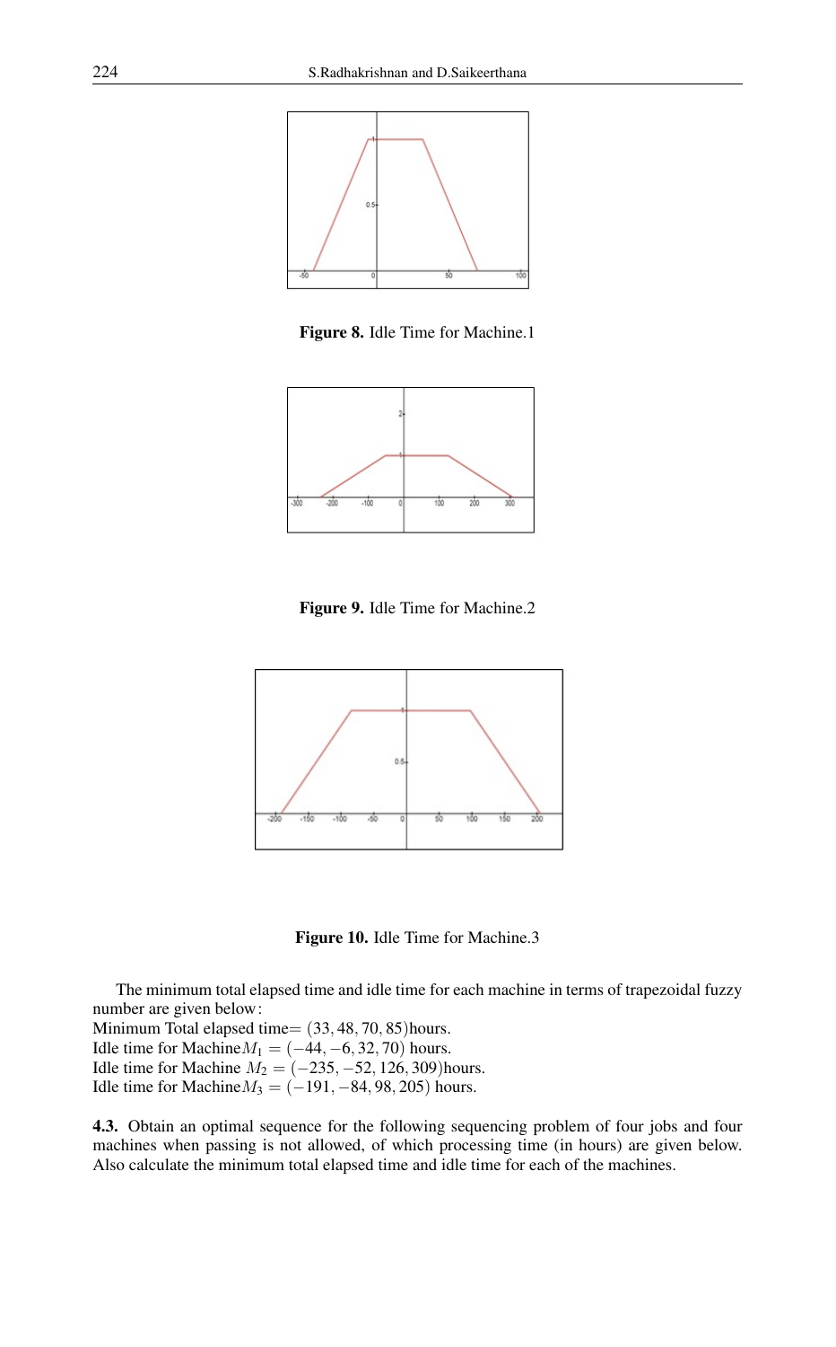**Figure 8.** Idle Time for Machine.1

**Figure 9.** Idle Time for Machine.2

**Figure 10.** Idle Time for Machine.3

The minimum total elapsed time and idle time for each machine in terms of trapezoidal fuzzy number are given below:
Minimum Total elapsed time= $(33, 48, 70, 85)$hours.
Idle time for Machine$M_1 = (-44, -6, 32, 70)$ hours.
Idle time for Machine $M_2 = (-235, -52, 126, 309)$hours.
Idle time for Machine$M_3 = (-191, -84, 98, 205)$ hours.

**4.3.** Obtain an optimal sequence for the following sequencing problem of four jobs and four machines when passing is not allowed, of which processing time (in hours) are given below. Also calculate the minimum total elapsed time and idle time for each of the machines.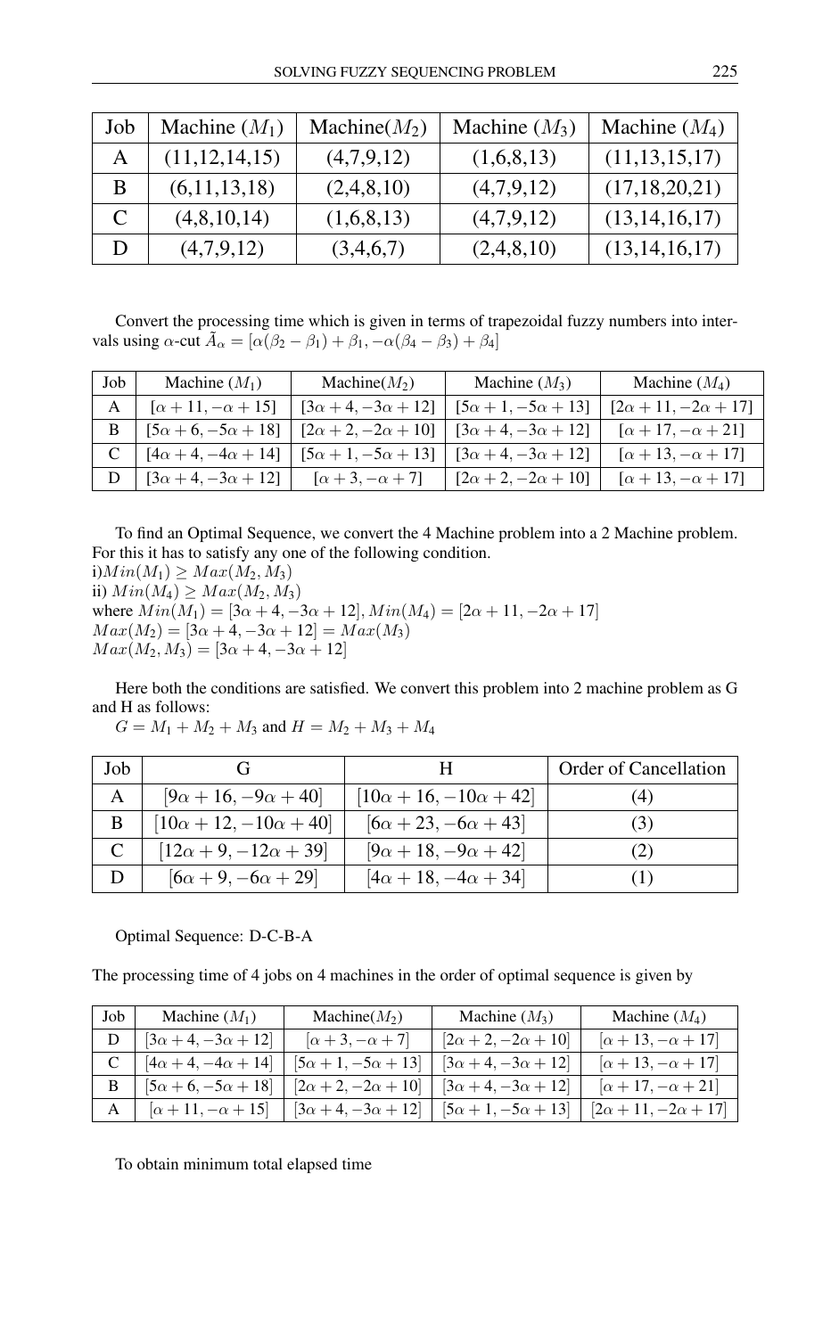| Job | Machine ($M_1$) | Machine($M_2$) | Machine ($M_3$) | Machine ($M_4$) |
|---|---|---|---|---|
| A | (11,12,14,15) | (4,7,9,12) | (1,6,8,13) | (11,13,15,17) |
| B | (6,11,13,18) | (2,4,8,10) | (4,7,9,12) | (17,18,20,21) |
| C | (4,8,10,14) | (1,6,8,13) | (4,7,9,12) | (13,14,16,17) |
| D | (4,7,9,12) | (3,4,6,7) | (2,4,8,10) | (13,14,16,17) |

Convert the processing time which is given in terms of trapezoidal fuzzy numbers into intervals using $\alpha$-cut $\tilde{A}_\alpha = [\alpha(\beta_2 - \beta_1) + \beta_1, -\alpha(\beta_4 - \beta_3) + \beta_4]$

| Job | Machine ($M_1$) | Machine($M_2$) | Machine ($M_3$) | Machine ($M_4$) |
|---|---|---|---|---|
| A | $[\alpha + 11, -\alpha + 15]$ | $[3\alpha + 4, -3\alpha + 12]$ | $[5\alpha + 1, -5\alpha + 13]$ | $[2\alpha + 11, -2\alpha + 17]$ |
| B | $[5\alpha + 6, -5\alpha + 18]$ | $[2\alpha + 2, -2\alpha + 10]$ | $[3\alpha + 4, -3\alpha + 12]$ | $[\alpha + 17, -\alpha + 21]$ |
| C | $[4\alpha + 4, -4\alpha + 14]$ | $[5\alpha + 1, -5\alpha + 13]$ | $[3\alpha + 4, -3\alpha + 12]$ | $[\alpha + 13, -\alpha + 17]$ |
| D | $[3\alpha + 4, -3\alpha + 12]$ | $[\alpha + 3, -\alpha + 7]$ | $[2\alpha + 2, -2\alpha + 10]$ | $[\alpha + 13, -\alpha + 17]$ |

To find an Optimal Sequence, we convert the 4 Machine problem into a 2 Machine problem. For this it has to satisfy any one of the following condition.

i) $Min(M_1) \geq Max(M_2, M_3)$

ii) $Min(M_4) \geq Max(M_2, M_3)$

where $Min(M_1) = [3\alpha + 4, -3\alpha + 12], Min(M_4) = [2\alpha + 11, -2\alpha + 17]$

$Max(M_2) = [3\alpha + 4, -3\alpha + 12] = Max(M_3)$

$Max(M_2, M_3) = [3\alpha + 4, -3\alpha + 12]$

Here both the conditions are satisfied. We convert this problem into 2 machine problem as G and H as follows:

$G = M_1 + M_2 + M_3$ and $H = M_2 + M_3 + M_4$

| Job | G | H | Order of Cancellation |
|---|---|---|---|
| A | $[9\alpha + 16, -9\alpha + 40]$ | $[10\alpha + 16, -10\alpha + 42]$ | (4) |
| B | $[10\alpha + 12, -10\alpha + 40]$ | $[6\alpha + 23, -6\alpha + 43]$ | (3) |
| C | $[12\alpha + 9, -12\alpha + 39]$ | $[9\alpha + 18, -9\alpha + 42]$ | (2) |
| D | $[6\alpha + 9, -6\alpha + 29]$ | $[4\alpha + 18, -4\alpha + 34]$ | (1) |

Optimal Sequence: D-C-B-A

The processing time of 4 jobs on 4 machines in the order of optimal sequence is given by

| Job | Machine ($M_1$) | Machine($M_2$) | Machine ($M_3$) | Machine ($M_4$) |
|---|---|---|---|---|
| D | $[3\alpha + 4, -3\alpha + 12]$ | $[\alpha + 3, -\alpha + 7]$ | $[2\alpha + 2, -2\alpha + 10]$ | $[\alpha + 13, -\alpha + 17]$ |
| C | $[4\alpha + 4, -4\alpha + 14]$ | $[5\alpha + 1, -5\alpha + 13]$ | $[3\alpha + 4, -3\alpha + 12]$ | $[\alpha + 13, -\alpha + 17]$ |
| B | $[5\alpha + 6, -5\alpha + 18]$ | $[2\alpha + 2, -2\alpha + 10]$ | $[3\alpha + 4, -3\alpha + 12]$ | $[\alpha + 17, -\alpha + 21]$ |
| A | $[\alpha + 11, -\alpha + 15]$ | $[3\alpha + 4, -3\alpha + 12]$ | $[5\alpha + 1, -5\alpha + 13]$ | $[2\alpha + 11, -2\alpha + 17]$ |

To obtain minimum total elapsed time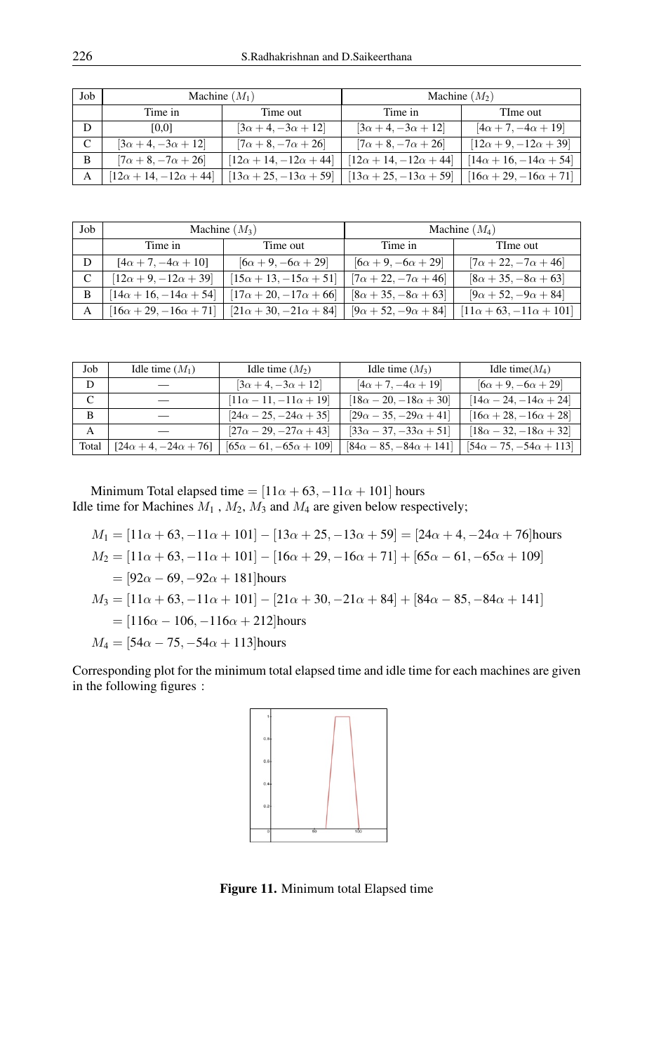| Job | Machine ($M_1$) | | Machine ($M_2$) | |
|---|---|---|---|---|
| | Time in | Time out | Time in | TIme out |
| D | [0,0] | $[3\alpha+4,-3\alpha+12]$ | $[3\alpha+4,-3\alpha+12]$ | $[4\alpha+7,-4\alpha+19]$ |
| C | $[3\alpha+4,-3\alpha+12]$ | $[7\alpha+8,-7\alpha+26]$ | $[7\alpha+8,-7\alpha+26]$ | $[12\alpha+9,-12\alpha+39]$ |
| B | $[7\alpha+8,-7\alpha+26]$ | $[12\alpha+14,-12\alpha+44]$ | $[12\alpha+14,-12\alpha+44]$ | $[14\alpha+16,-14\alpha+54]$ |
| A | $[12\alpha+14,-12\alpha+44]$ | $[13\alpha+25,-13\alpha+59]$ | $[13\alpha+25,-13\alpha+59]$ | $[16\alpha+29,-16\alpha+71]$ |

| Job | Machine ($M_3$) | | Machine ($M_4$) | |
|---|---|---|---|---|
| | Time in | Time out | Time in | TIme out |
| D | $[4\alpha+7,-4\alpha+10]$ | $[6\alpha+9,-6\alpha+29]$ | $[6\alpha+9,-6\alpha+29]$ | $[7\alpha+22,-7\alpha+46]$ |
| C | $[12\alpha+9,-12\alpha+39]$ | $[15\alpha+13,-15\alpha+51]$ | $[7\alpha+22,-7\alpha+46]$ | $[8\alpha+35,-8\alpha+63]$ |
| B | $[14\alpha+16,-14\alpha+54]$ | $[17\alpha+20,-17\alpha+66]$ | $[8\alpha+35,-8\alpha+63]$ | $[9\alpha+52,-9\alpha+84]$ |
| A | $[16\alpha+29,-16\alpha+71]$ | $[21\alpha+30,-21\alpha+84]$ | $[9\alpha+52,-9\alpha+84]$ | $[11\alpha+63,-11\alpha+101]$ |

| Job | Idle time ($M_1$) | Idle time ($M_2$) | Idle time ($M_3$) | Idle time($M_4$) |
|---|---|---|---|---|
| D | — | $[3\alpha+4,-3\alpha+12]$ | $[4\alpha+7,-4\alpha+19]$ | $[6\alpha+9,-6\alpha+29]$ |
| C | — | $[11\alpha-11,-11\alpha+19]$ | $[18\alpha-20,-18\alpha+30]$ | $[14\alpha-24,-14\alpha+24]$ |
| B | — | $[24\alpha-25,-24\alpha+35]$ | $[29\alpha-35,-29\alpha+41]$ | $[16\alpha+28,-16\alpha+28]$ |
| A | — | $[27\alpha-29,-27\alpha+43]$ | $[33\alpha-37,-33\alpha+51]$ | $[18\alpha-32,-18\alpha+32]$ |
| Total | $[24\alpha+4,-24\alpha+76]$ | $[65\alpha-61,-65\alpha+109]$ | $[84\alpha-85,-84\alpha+141]$ | $[54\alpha-75,-54\alpha+113]$ |

Minimum Total elapsed time = $[11\alpha+63,-11\alpha+101]$ hours
Idle time for Machines $M_1$ , $M_2$, $M_3$ and $M_4$ are given below respectively;

$$M_1 = [11\alpha+63,-11\alpha+101] - [13\alpha+25,-13\alpha+59] = [24\alpha+4,-24\alpha+76]\text{hours}$$

$$M_2 = [11\alpha+63,-11\alpha+101] - [16\alpha+29,-16\alpha+71] + [65\alpha-61,-65\alpha+109]$$

$$= [92\alpha-69,-92\alpha+181]\text{hours}$$

$$M_3 = [11\alpha+63,-11\alpha+101] - [21\alpha+30,-21\alpha+84] + [84\alpha-85,-84\alpha+141]$$

$$= [116\alpha-106,-116\alpha+212]\text{hours}$$

$$M_4 = [54\alpha-75,-54\alpha+113]\text{hours}$$

Corresponding plot for the minimum total elapsed time and idle time for each machines are given in the following figures :

**Figure 11.** Minimum total Elapsed time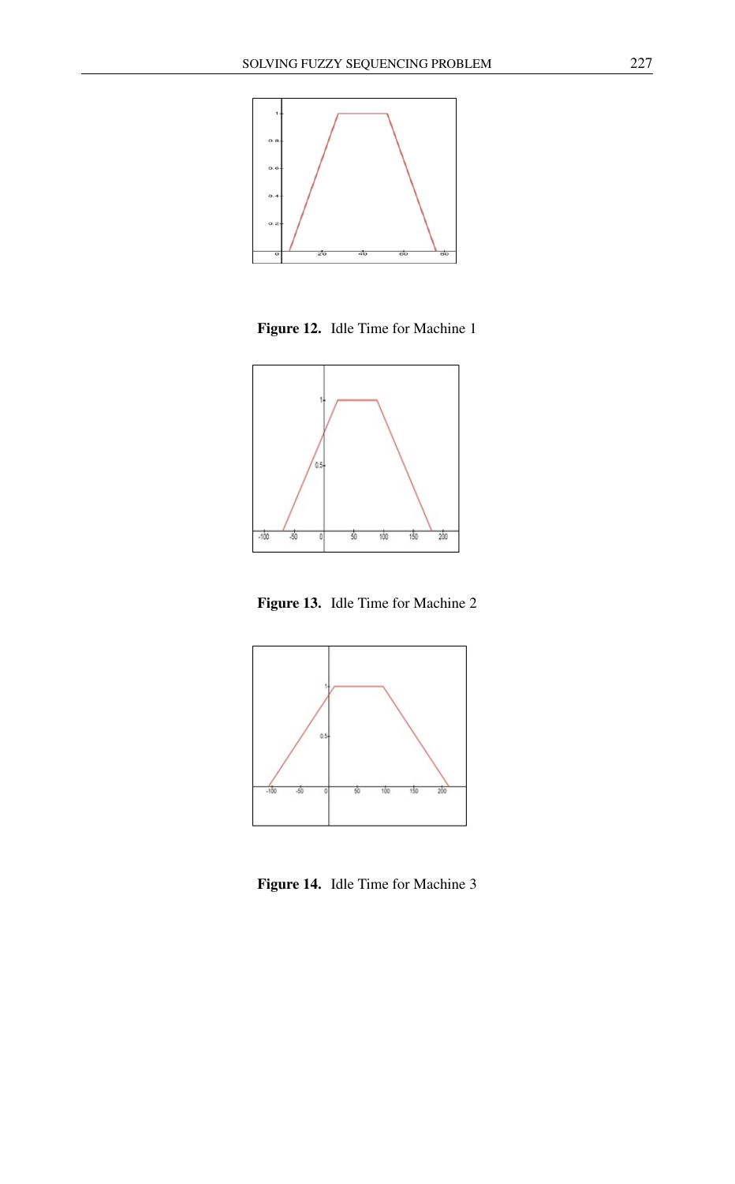Figure 12. Idle Time for Machine 1

Figure 13. Idle Time for Machine 2

Figure 14. Idle Time for Machine 3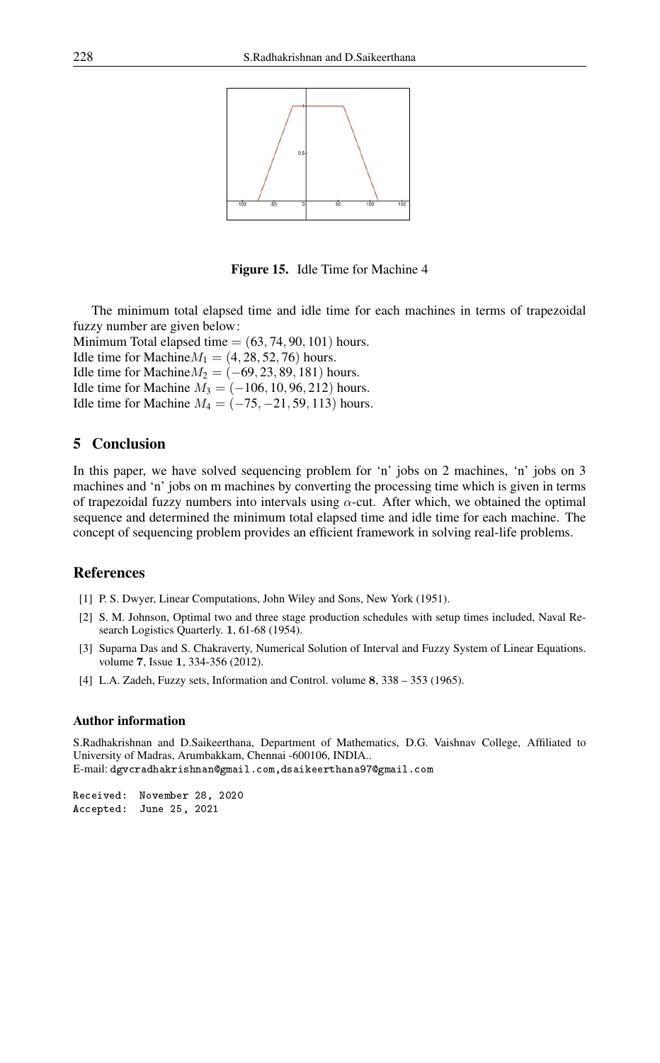-100
-50
0
50
100
150
0.5
1

**Figure 15.** Idle Time for Machine 4

The minimum total elapsed time and idle time for each machines in terms of trapezoidal fuzzy number are given below:
Minimum Total elapsed time $= (63, 74, 90, 101)$ hours.
Idle time for Machine$M_1 = (4, 28, 52, 76)$ hours.
Idle time for Machine$M_2 = (-69, 23, 89, 181)$ hours.
Idle time for Machine $M_3 = (-106, 10, 96, 212)$ hours.
Idle time for Machine $M_4 = (-75, -21, 59, 113)$ hours.

## 5 Conclusion

In this paper, we have solved sequencing problem for 'n' jobs on 2 machines, 'n' jobs on 3 machines and 'n' jobs on m machines by converting the processing time which is given in terms of trapezoidal fuzzy numbers into intervals using $\alpha$-cut. After which, we obtained the optimal sequence and determined the minimum total elapsed time and idle time for each machine. The concept of sequencing problem provides an efficient framework in solving real-life problems.

## References

[1] P. S. Dwyer, Linear Computations, John Wiley and Sons, New York (1951).

[2] S. M. Johnson, Optimal two and three stage production schedules with setup times included, Naval Research Logistics Quarterly. **1**, 61-68 (1954).

[3] Suparna Das and S. Chakraverty, Numerical Solution of Interval and Fuzzy System of Linear Equations. volume **7**, Issue **1**, 334-356 (2012).

[4] L.A. Zadeh, Fuzzy sets, Information and Control. volume **8**, 338 – 353 (1965).

### Author information

S.Radhakrishnan and D.Saikeerthana, Department of Mathematics, D.G. Vaishnav College, Affiliated to University of Madras, Arumbakkam, Chennai -600106, INDIA..
E-mail: dgvcradhakrishnan@gmail.com,dsaikeerthana97@gmail.com

Received: November 28, 2020
Accepted: June 25, 2021